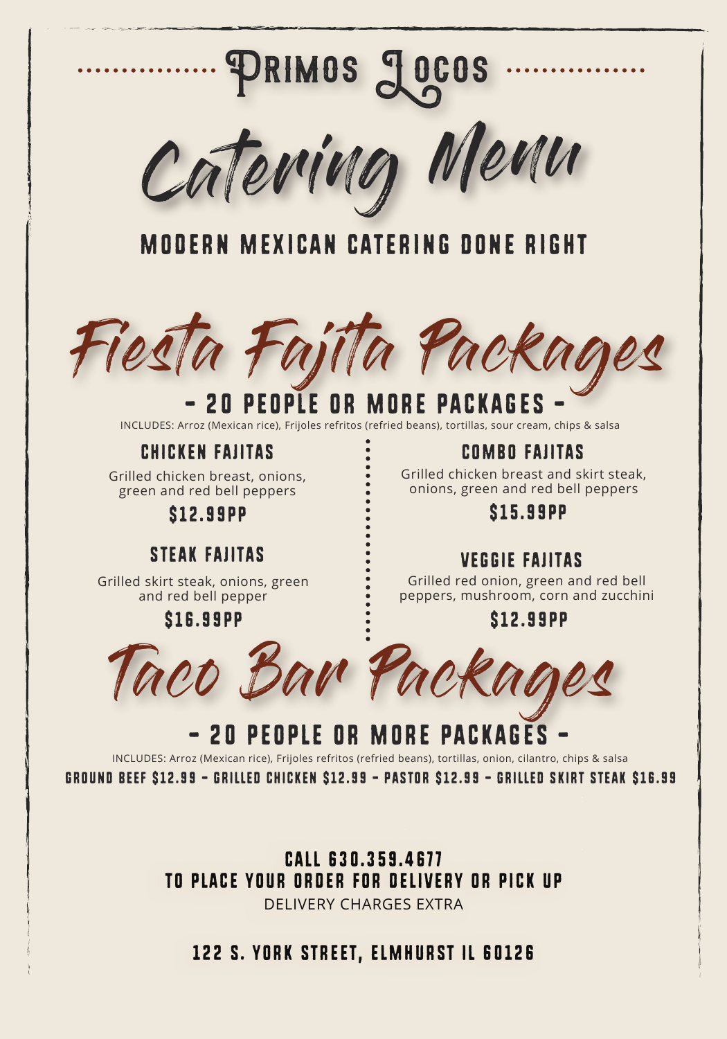# Primos Locos

# Catering Menu

**MODERN MEXICAN CATERING DONE RIGHT**

## Fiesta Fajita Packages

**- 20 PEOPLE OR MORE PACKAGES -**

INCLUDES: Arroz (Mexican rice), Frijoles refritos (refried beans), tortillas, sour cream, chips & salsa

### CHICKEN FAJITAS

Grilled chicken breast, onions, green and red bell peppers

**$12.99PP**

### STEAK FAJITAS

Grilled skirt steak, onions, green and red bell pepper

**$16.99PP**

### COMBO FAJITAS

Grilled chicken breast and skirt steak, onions, green and red bell peppers

**$15.99PP**

### VEGGIE FAJITAS

Grilled red onion, green and red bell peppers, mushroom, corn and zucchini

**$12.99PP**

## Taco Bar Packages

**- 20 PEOPLE OR MORE PACKAGES -**

INCLUDES: Arroz (Mexican rice), Frijoles refritos (refried beans), tortillas, onion, cilantro, chips & salsa

**GROUND BEEF $12.99 - GRILLED CHICKEN $12.99 - PASTOR $12.99 - GRILLED SKIRT STEAK $16.99**

**CALL 630.359.4677**
**TO PLACE YOUR ORDER FOR DELIVERY OR PICK UP**

DELIVERY CHARGES EXTRA

**122 S. YORK STREET, ELMHURST IL 60126**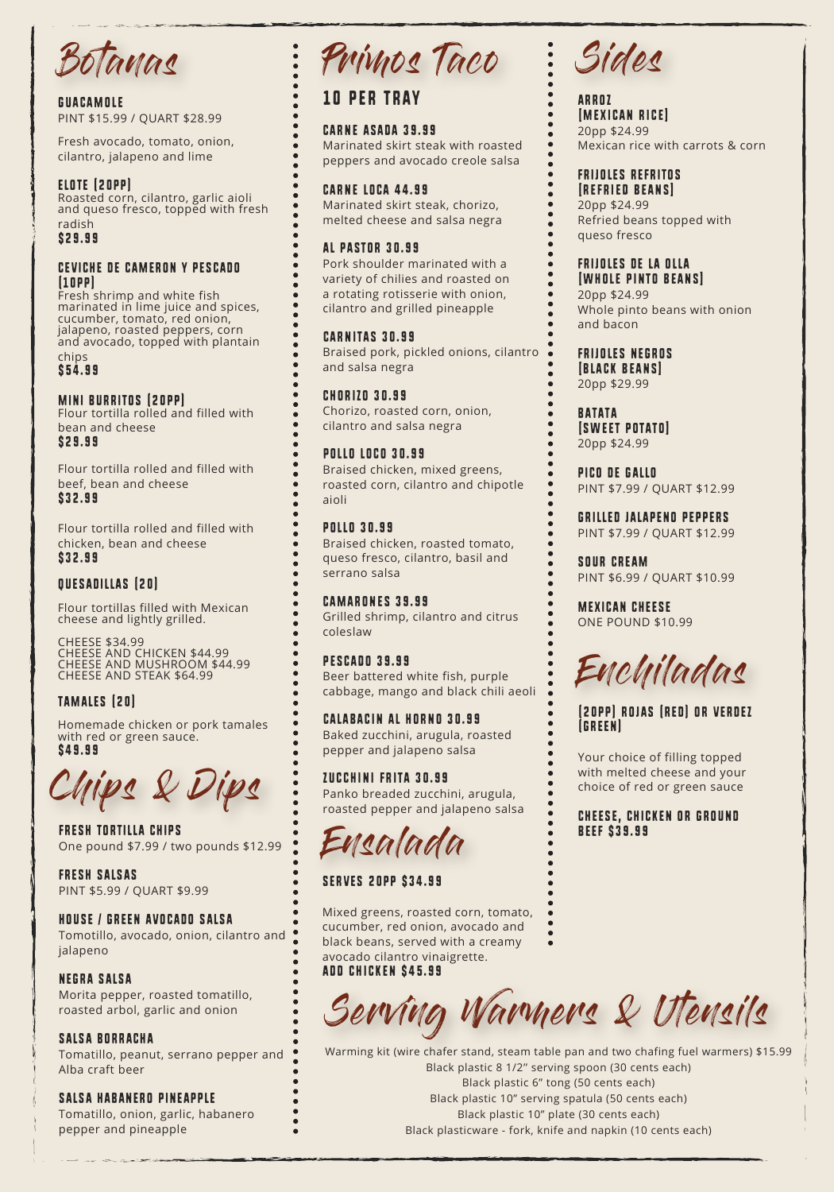# Botanas

**GUACAMOLE**
PINT $15.99 / QUART $28.99

Fresh avocado, tomato, onion, cilantro, jalapeno and lime

**ELOTE (20PP)**
Roasted corn, cilantro, garlic aioli and queso fresco, topped with fresh radish
**$29.99**

**CEVICHE DE CAMERON Y PESCADO (10PP)**
Fresh shrimp and white fish marinated in lime juice and spices, cucumber, tomato, red onion, jalapeno, roasted peppers, corn and avocado, topped with plantain chips
**$54.99**

**MINI BURRITOS (20PP)**
Flour tortilla rolled and filled with bean and cheese
**$29.99**

Flour tortilla rolled and filled with beef, bean and cheese
**$32.99**

Flour tortilla rolled and filled with chicken, bean and cheese
**$32.99**

**QUESADILLAS (20)**

Flour tortillas filled with Mexican cheese and lightly grilled.

CHEESE $34.99
CHEESE AND CHICKEN $44.99
CHEESE AND MUSHROOM $44.99
CHEESE AND STEAK $64.99

**TAMALES (20)**

Homemade chicken or pork tamales with red or green sauce.
**$49.99**

# Chips & Dips

**FRESH TORTILLA CHIPS**
One pound $7.99 / two pounds $12.99

**FRESH SALSAS**
PINT $5.99 / QUART $9.99

**HOUSE / GREEN AVOCADO SALSA**
Tomotillo, avocado, onion, cilantro and jalapeno

**NEGRA SALSA**
Morita pepper, roasted tomatillo, roasted arbol, garlic and onion

**SALSA BORRACHA**
Tomatillo, peanut, serrano pepper and Alba craft beer

**SALSA HABANERO PINEAPPLE**
Tomatillo, onion, garlic, habanero pepper and pineapple

# Primos Taco

## 10 PER TRAY

**CARNE ASADA 39.99**
Marinated skirt steak with roasted peppers and avocado creole salsa

**CARNE LOCA 44.99**
Marinated skirt steak, chorizo, melted cheese and salsa negra

**AL PASTOR 30.99**
Pork shoulder marinated with a variety of chilies and roasted on a rotating rotisserie with onion, cilantro and grilled pineapple

**CARNITAS 30.99**
Braised pork, pickled onions, cilantro and salsa negra

**CHORIZO 30.99**
Chorizo, roasted corn, onion, cilantro and salsa negra

**POLLO LOCO 30.99**
Braised chicken, mixed greens, roasted corn, cilantro and chipotle aioli

**POLLO 30.99**
Braised chicken, roasted tomato, queso fresco, cilantro, basil and serrano salsa

**CAMARONES 39.99**
Grilled shrimp, cilantro and citrus coleslaw

**PESCADO 39.99**
Beer battered white fish, purple cabbage, mango and black chili aeoli

**CALABACIN AL HORNO 30.99**
Baked zucchini, arugula, roasted pepper and jalapeno salsa

**ZUCCHINI FRITA 30.99**
Panko breaded zucchini, arugula, roasted pepper and jalapeno salsa

# Ensalada

**SERVES 20PP $34.99**

Mixed greens, roasted corn, tomato, cucumber, red onion, avocado and black beans, served with a creamy avocado cilantro vinaigrette.
**ADD CHICKEN $45.99**

# Sides

**ARROZ (MEXICAN RICE)**
20pp $24.99
Mexican rice with carrots & corn

**FRIJOLES REFRITOS (REFRIED BEANS)**
20pp $24.99
Refried beans topped with queso fresco

**FRIJOLES DE LA OLLA (WHOLE PINTO BEANS)**
20pp $24.99
Whole pinto beans with onion and bacon

**FRIJOLES NEGROS (BLACK BEANS)**
20pp $29.99

**BATATA (SWEET POTATO)**
20pp $24.99

**PICO DE GALLO**
PINT $7.99 / QUART $12.99

**GRILLED JALAPENO PEPPERS**
PINT $7.99 / QUART $12.99

**SOUR CREAM**
PINT $6.99 / QUART $10.99

**MEXICAN CHEESE**
ONE POUND $10.99

# Enchiladas

**(20PP) ROJAS (RED) OR VERDEZ (GREEN)**

Your choice of filling topped with melted cheese and your choice of red or green sauce

**CHEESE, CHICKEN OR GROUND BEEF $39.99**

# Serving Warmers & Utensils

Warming kit (wire chafer stand, steam table pan and two chafing fuel warmers) $15.99
Black plastic 8 1/2" serving spoon (30 cents each)
Black plastic 6" tong (50 cents each)
Black plastic 10" serving spatula (50 cents each)
Black plastic 10" plate (30 cents each)
Black plasticware - fork, knife and napkin (10 cents each)